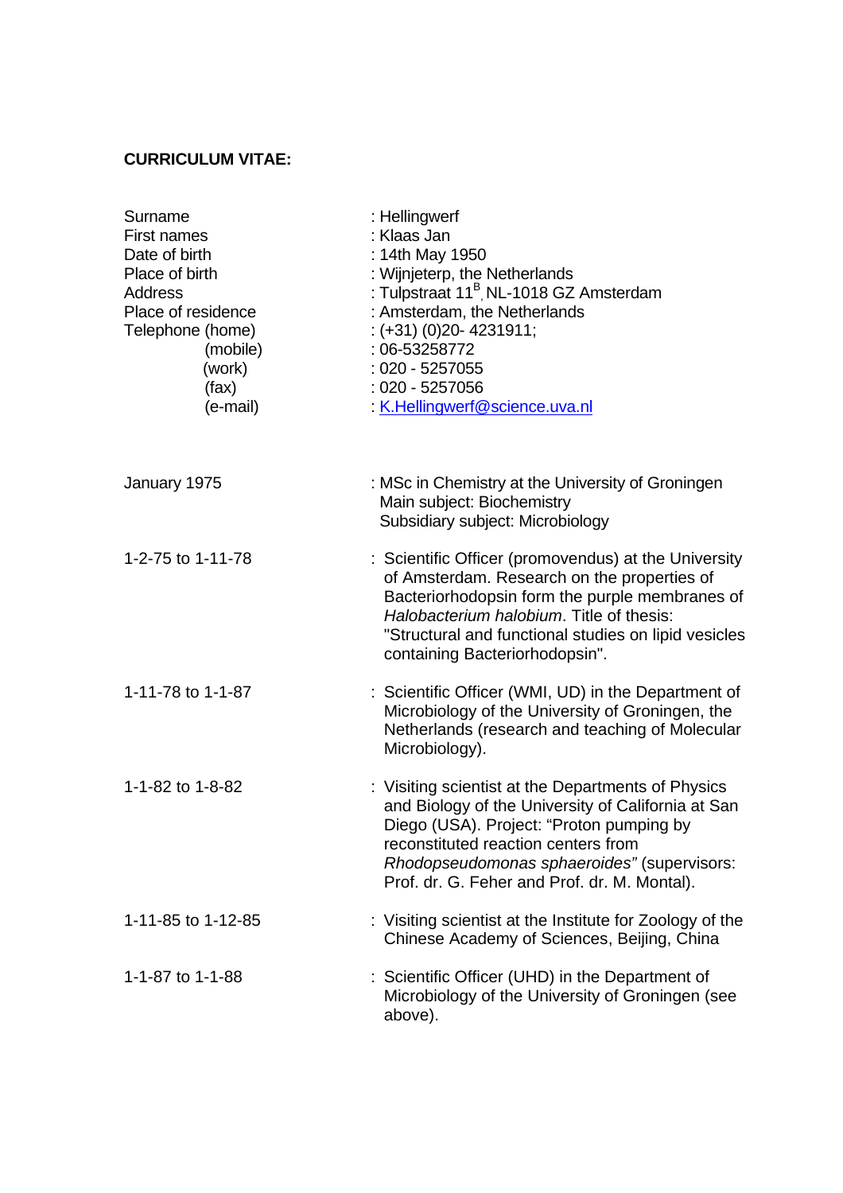**CURRICULUM VITAE:**

| | |
|---|---|
| Surname | : Hellingwerf |
| First names | : Klaas Jan |
| Date of birth | : 14th May 1950 |
| Place of birth | : Wijnjeterp, the Netherlands |
| Address | : Tulpstraat 11[B], NL-1018 GZ Amsterdam |
| Place of residence | : Amsterdam, the Netherlands |
| Telephone (home) | : (+31) (0)20- 4231911; |
| (mobile) | : 06-53258772 |
| (work) | : 020 - 5257055 |
| (fax) | : 020 - 5257056 |
| (e-mail) | : K.Hellingwerf@science.uva.nl |

| | |
|---|---|
| January 1975 | : MSc in Chemistry at the University of Groningen<br>Main subject: Biochemistry<br>Subsidiary subject: Microbiology |
| 1-2-75 to 1-11-78 | : Scientific Officer (promovendus) at the University of Amsterdam. Research on the properties of Bacteriorhodopsin form the purple membranes of *Halobacterium halobium*. Title of thesis: "Structural and functional studies on lipid vesicles containing Bacteriorhodopsin". |
| 1-11-78 to 1-1-87 | : Scientific Officer (WMI, UD) in the Department of Microbiology of the University of Groningen, the Netherlands (research and teaching of Molecular Microbiology). |
| 1-1-82 to 1-8-82 | : Visiting scientist at the Departments of Physics and Biology of the University of California at San Diego (USA). Project: "Proton pumping by reconstituted reaction centers from *Rhodopseudomonas sphaeroides"* (supervisors: Prof. dr. G. Feher and Prof. dr. M. Montal). |
| 1-11-85 to 1-12-85 | : Visiting scientist at the Institute for Zoology of the Chinese Academy of Sciences, Beijing, China |
| 1-1-87 to 1-1-88 | : Scientific Officer (UHD) in the Department of Microbiology of the University of Groningen (see above). |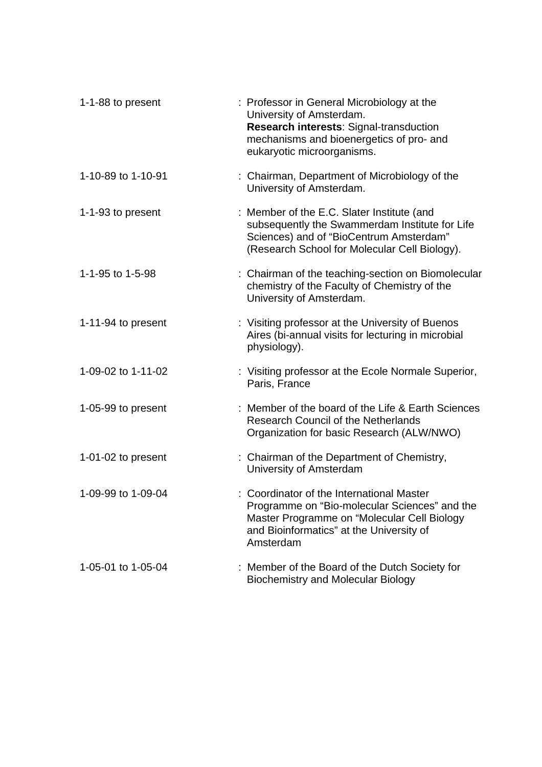| | |
|---|---|
| 1-1-88 to present | : Professor in General Microbiology at the University of Amsterdam. **Research interests**: Signal-transduction mechanisms and bioenergetics of pro- and eukaryotic microorganisms. |
| 1-10-89 to 1-10-91 | : Chairman, Department of Microbiology of the University of Amsterdam. |
| 1-1-93 to present | : Member of the E.C. Slater Institute (and subsequently the Swammerdam Institute for Life Sciences) and of “BioCentrum Amsterdam” (Research School for Molecular Cell Biology). |
| 1-1-95 to 1-5-98 | : Chairman of the teaching-section on Biomolecular chemistry of the Faculty of Chemistry of the University of Amsterdam. |
| 1-11-94 to present | : Visiting professor at the University of Buenos Aires (bi-annual visits for lecturing in microbial physiology). |
| 1-09-02 to 1-11-02 | : Visiting professor at the Ecole Normale Superior, Paris, France |
| 1-05-99 to present | : Member of the board of the Life & Earth Sciences Research Council of the Netherlands Organization for basic Research (ALW/NWO) |
| 1-01-02 to present | : Chairman of the Department of Chemistry, University of Amsterdam |
| 1-09-99 to 1-09-04 | : Coordinator of the International Master Programme on “Bio-molecular Sciences” and the Master Programme on “Molecular Cell Biology and Bioinformatics” at the University of Amsterdam |
| 1-05-01 to 1-05-04 | : Member of the Board of the Dutch Society for Biochemistry and Molecular Biology |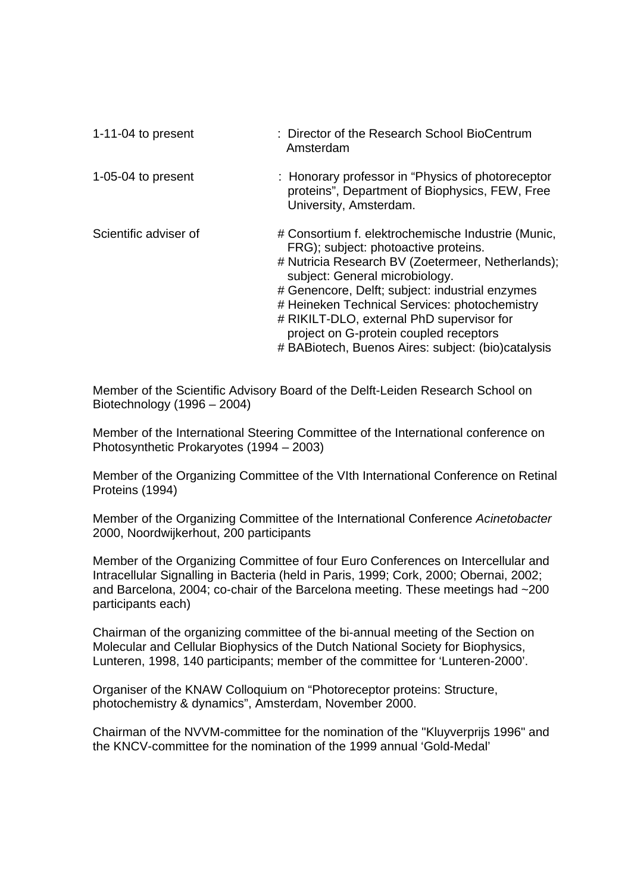| | |
|---|---|
| 1-11-04 to present | : Director of the Research School BioCentrum Amsterdam |
| 1-05-04 to present | : Honorary professor in “Physics of photoreceptor proteins”, Department of Biophysics, FEW, Free University, Amsterdam. |
| Scientific adviser of | # Consortium f. elektrochemische Industrie (Munic, FRG); subject: photoactive proteins.<br># Nutricia Research BV (Zoetermeer, Netherlands); subject: General microbiology.<br># Genencore, Delft; subject: industrial enzymes<br># Heineken Technical Services: photochemistry<br># RIKILT-DLO, external PhD supervisor for project on G-protein coupled receptors<br># BABiotech, Buenos Aires: subject: (bio)catalysis |

Member of the Scientific Advisory Board of the Delft-Leiden Research School on Biotechnology (1996 – 2004)

Member of the International Steering Committee of the International conference on Photosynthetic Prokaryotes (1994 – 2003)

Member of the Organizing Committee of the VIth International Conference on Retinal Proteins (1994)

Member of the Organizing Committee of the International Conference *Acinetobacter* 2000, Noordwijkerhout, 200 participants

Member of the Organizing Committee of four Euro Conferences on Intercellular and Intracellular Signalling in Bacteria (held in Paris, 1999; Cork, 2000; Obernai, 2002; and Barcelona, 2004; co-chair of the Barcelona meeting. These meetings had ~200 participants each)

Chairman of the organizing committee of the bi-annual meeting of the Section on Molecular and Cellular Biophysics of the Dutch National Society for Biophysics, Lunteren, 1998, 140 participants; member of the committee for ‘Lunteren-2000’.

Organiser of the KNAW Colloquium on “Photoreceptor proteins: Structure, photochemistry & dynamics”, Amsterdam, November 2000.

Chairman of the NVVM-committee for the nomination of the "Kluyverprijs 1996" and the KNCV-committee for the nomination of the 1999 annual ‘Gold-Medal’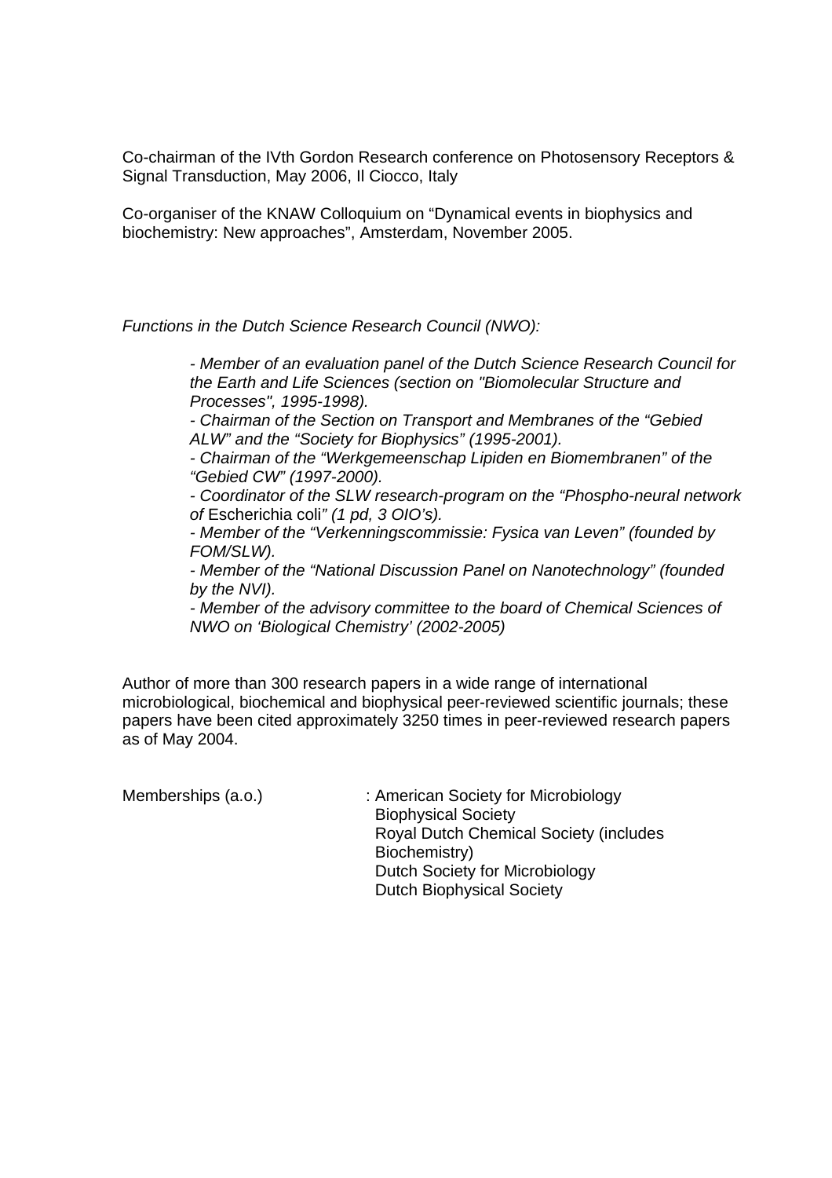Co-chairman of the IVth Gordon Research conference on Photosensory Receptors & Signal Transduction, May 2006, Il Ciocco, Italy

Co-organiser of the KNAW Colloquium on “Dynamical events in biophysics and biochemistry: New approaches”, Amsterdam, November 2005.

*Functions in the Dutch Science Research Council (NWO):*

- *Member of an evaluation panel of the Dutch Science Research Council for the Earth and Life Sciences (section on "Biomolecular Structure and Processes", 1995-1998).*
- *Chairman of the Section on Transport and Membranes of the “Gebied ALW” and the “Society for Biophysics” (1995-2001).*
- *Chairman of the “Werkgemeenschap Lipiden en Biomembranen” of the “Gebied CW” (1997-2000).*
- *Coordinator of the SLW research-program on the “Phospho-neural network of* Escherichia coli*” (1 pd, 3 OIO’s).*
- *Member of the “Verkenningscommissie: Fysica van Leven” (founded by FOM/SLW).*
- *Member of the “National Discussion Panel on Nanotechnology” (founded by the NVI).*
- *Member of the advisory committee to the board of Chemical Sciences of NWO on ‘Biological Chemistry’ (2002-2005)*

Author of more than 300 research papers in a wide range of international microbiological, biochemical and biophysical peer-reviewed scientific journals; these papers have been cited approximately 3250 times in peer-reviewed research papers as of May 2004.

Memberships (a.o.) : American Society for Microbiology
Biophysical Society
Royal Dutch Chemical Society (includes Biochemistry)
Dutch Society for Microbiology
Dutch Biophysical Society